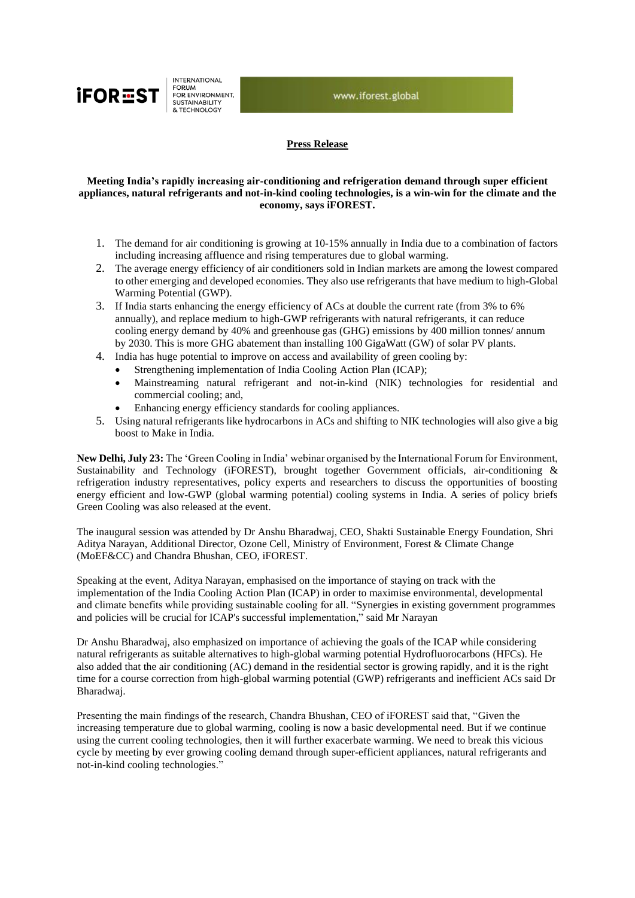**Press Release**

**Meeting India's rapidly increasing air-conditioning and refrigeration demand through super efficient appliances, natural refrigerants and not-in-kind cooling technologies, is a win-win for the climate and the economy, says iFOREST.**

1. The demand for air conditioning is growing at 10-15% annually in India due to a combination of factors including increasing affluence and rising temperatures due to global warming.
2. The average energy efficiency of air conditioners sold in Indian markets are among the lowest compared to other emerging and developed economies. They also use refrigerants that have medium to high-Global Warming Potential (GWP).
3. If India starts enhancing the energy efficiency of ACs at double the current rate (from 3% to 6% annually), and replace medium to high-GWP refrigerants with natural refrigerants, it can reduce cooling energy demand by 40% and greenhouse gas (GHG) emissions by 400 million tonnes/ annum by 2030. This is more GHG abatement than installing 100 GigaWatt (GW) of solar PV plants.
4. India has huge potential to improve on access and availability of green cooling by:
   - Strengthening implementation of India Cooling Action Plan (ICAP);
   - Mainstreaming natural refrigerant and not-in-kind (NIK) technologies for residential and commercial cooling; and,
   - Enhancing energy efficiency standards for cooling appliances.
5. Using natural refrigerants like hydrocarbons in ACs and shifting to NIK technologies will also give a big boost to Make in India.

**New Delhi, July 23:** The 'Green Cooling in India' webinar organised by the International Forum for Environment, Sustainability and Technology (iFOREST), brought together Government officials, air-conditioning & refrigeration industry representatives, policy experts and researchers to discuss the opportunities of boosting energy efficient and low-GWP (global warming potential) cooling systems in India. A series of policy briefs Green Cooling was also released at the event.

The inaugural session was attended by Dr Anshu Bharadwaj, CEO, Shakti Sustainable Energy Foundation, Shri Aditya Narayan, Additional Director, Ozone Cell, Ministry of Environment, Forest & Climate Change (MoEF&CC) and Chandra Bhushan, CEO, iFOREST.

Speaking at the event, Aditya Narayan, emphasised on the importance of staying on track with the implementation of the India Cooling Action Plan (ICAP) in order to maximise environmental, developmental and climate benefits while providing sustainable cooling for all. "Synergies in existing government programmes and policies will be crucial for ICAP's successful implementation," said Mr Narayan

Dr Anshu Bharadwaj, also emphasized on importance of achieving the goals of the ICAP while considering natural refrigerants as suitable alternatives to high-global warming potential Hydrofluorocarbons (HFCs). He also added that the air conditioning (AC) demand in the residential sector is growing rapidly, and it is the right time for a course correction from high-global warming potential (GWP) refrigerants and inefficient ACs said Dr Bharadwaj.

Presenting the main findings of the research, Chandra Bhushan, CEO of iFOREST said that, "Given the increasing temperature due to global warming, cooling is now a basic developmental need. But if we continue using the current cooling technologies, then it will further exacerbate warming. We need to break this vicious cycle by meeting by ever growing cooling demand through super-efficient appliances, natural refrigerants and not-in-kind cooling technologies."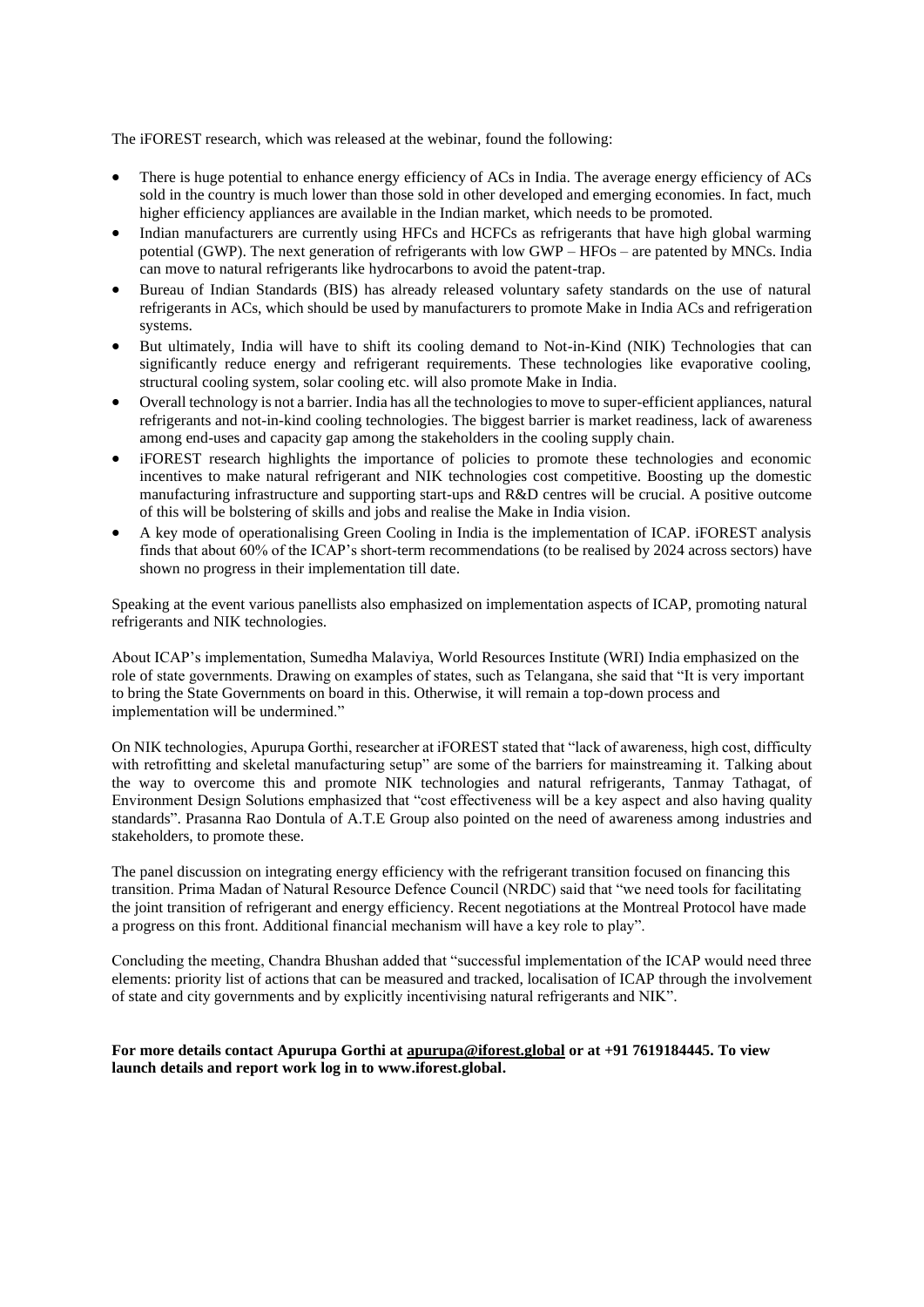The iFOREST research, which was released at the webinar, found the following:

- There is huge potential to enhance energy efficiency of ACs in India. The average energy efficiency of ACs sold in the country is much lower than those sold in other developed and emerging economies. In fact, much higher efficiency appliances are available in the Indian market, which needs to be promoted.
- Indian manufacturers are currently using HFCs and HCFCs as refrigerants that have high global warming potential (GWP). The next generation of refrigerants with low GWP – HFOs – are patented by MNCs. India can move to natural refrigerants like hydrocarbons to avoid the patent-trap.
- Bureau of Indian Standards (BIS) has already released voluntary safety standards on the use of natural refrigerants in ACs, which should be used by manufacturers to promote Make in India ACs and refrigeration systems.
- But ultimately, India will have to shift its cooling demand to Not-in-Kind (NIK) Technologies that can significantly reduce energy and refrigerant requirements. These technologies like evaporative cooling, structural cooling system, solar cooling etc. will also promote Make in India.
- Overall technology is not a barrier. India has all the technologies to move to super-efficient appliances, natural refrigerants and not-in-kind cooling technologies. The biggest barrier is market readiness, lack of awareness among end-uses and capacity gap among the stakeholders in the cooling supply chain.
- iFOREST research highlights the importance of policies to promote these technologies and economic incentives to make natural refrigerant and NIK technologies cost competitive. Boosting up the domestic manufacturing infrastructure and supporting start-ups and R&D centres will be crucial. A positive outcome of this will be bolstering of skills and jobs and realise the Make in India vision.
- A key mode of operationalising Green Cooling in India is the implementation of ICAP. iFOREST analysis finds that about 60% of the ICAP's short-term recommendations (to be realised by 2024 across sectors) have shown no progress in their implementation till date.

Speaking at the event various panellists also emphasized on implementation aspects of ICAP, promoting natural refrigerants and NIK technologies.

About ICAP's implementation, Sumedha Malaviya, World Resources Institute (WRI) India emphasized on the role of state governments. Drawing on examples of states, such as Telangana, she said that "It is very important to bring the State Governments on board in this. Otherwise, it will remain a top-down process and implementation will be undermined."

On NIK technologies, Apurupa Gorthi, researcher at iFOREST stated that "lack of awareness, high cost, difficulty with retrofitting and skeletal manufacturing setup" are some of the barriers for mainstreaming it. Talking about the way to overcome this and promote NIK technologies and natural refrigerants, Tanmay Tathagat, of Environment Design Solutions emphasized that "cost effectiveness will be a key aspect and also having quality standards". Prasanna Rao Dontula of A.T.E Group also pointed on the need of awareness among industries and stakeholders, to promote these.

The panel discussion on integrating energy efficiency with the refrigerant transition focused on financing this transition. Prima Madan of Natural Resource Defence Council (NRDC) said that "we need tools for facilitating the joint transition of refrigerant and energy efficiency. Recent negotiations at the Montreal Protocol have made a progress on this front. Additional financial mechanism will have a key role to play".

Concluding the meeting, Chandra Bhushan added that "successful implementation of the ICAP would need three elements: priority list of actions that can be measured and tracked, localisation of ICAP through the involvement of state and city governments and by explicitly incentivising natural refrigerants and NIK".

**For more details contact Apurupa Gorthi at apurupa@iforest.global or at +91 7619184445. To view launch details and report work log in to www.iforest.global.**